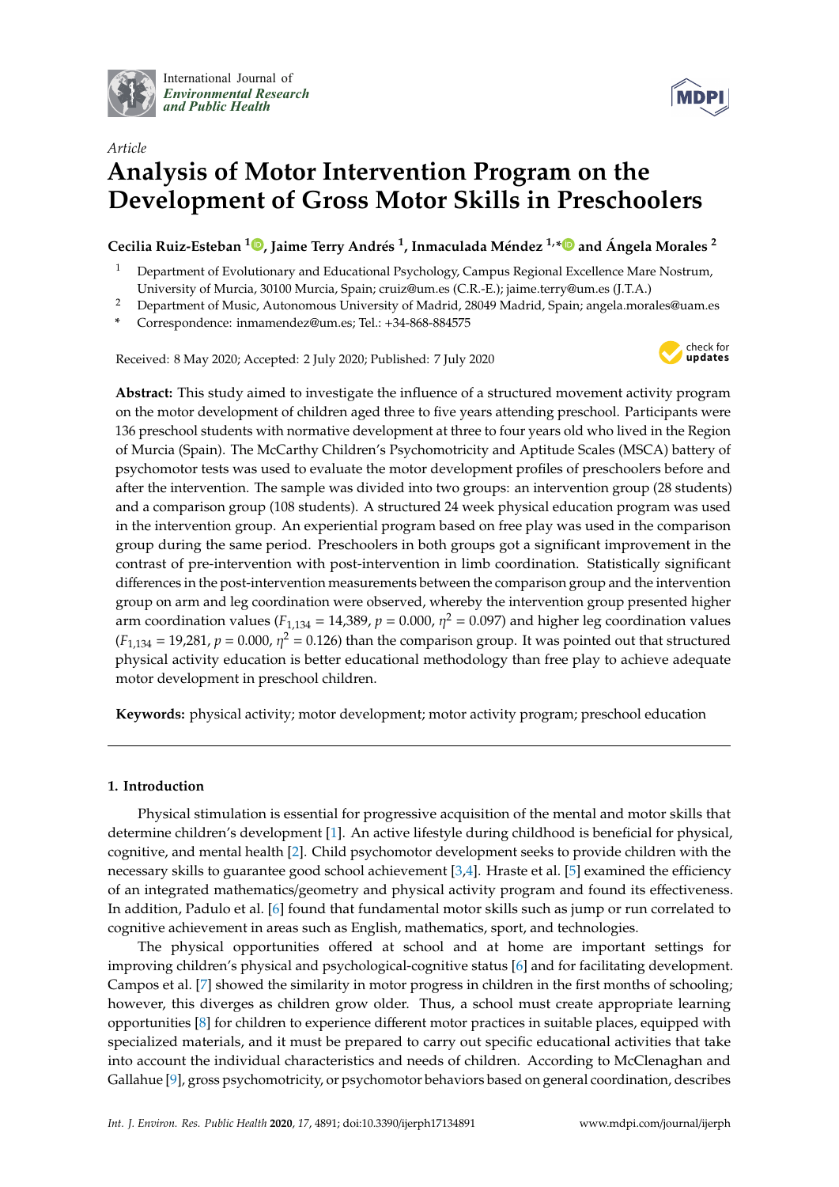International Journal of *Environmental Research and Public Health*

*Article*

# Analysis of Motor Intervention Program on the Development of Gross Motor Skills in Preschoolers

**Cecilia Ruiz-Esteban [1], Jaime Terry Andrés [1], Inmaculada Méndez [1,*] and Ángela Morales [2]**

[1] Department of Evolutionary and Educational Psychology, Campus Regional Excellence Mare Nostrum, University of Murcia, 30100 Murcia, Spain; cruiz@um.es (C.R.-E.); jaime.terry@um.es (J.T.A.)

[2] Department of Music, Autonomous University of Madrid, 28049 Madrid, Spain; angela.morales@uam.es

[*] Correspondence: inmamendez@um.es; Tel.: +34-868-884575

Received: 8 May 2020; Accepted: 2 July 2020; Published: 7 July 2020

**Abstract:** This study aimed to investigate the influence of a structured movement activity program on the motor development of children aged three to five years attending preschool. Participants were 136 preschool students with normative development at three to four years old who lived in the Region of Murcia (Spain). The McCarthy Children's Psychomotricity and Aptitude Scales (MSCA) battery of psychomotor tests was used to evaluate the motor development profiles of preschoolers before and after the intervention. The sample was divided into two groups: an intervention group (28 students) and a comparison group (108 students). A structured 24 week physical education program was used in the intervention group. An experiential program based on free play was used in the comparison group during the same period. Preschoolers in both groups got a significant improvement in the contrast of pre-intervention with post-intervention in limb coordination. Statistically significant differences in the post-intervention measurements between the comparison group and the intervention group on arm and leg coordination were observed, whereby the intervention group presented higher arm coordination values ($F_{1,134}$ = 14,389, $p$ = 0.000, $\eta^2$ = 0.097) and higher leg coordination values ($F_{1,134}$ = 19,281, $p$ = 0.000, $\eta^2$ = 0.126) than the comparison group. It was pointed out that structured physical activity education is better educational methodology than free play to achieve adequate motor development in preschool children.

**Keywords:** physical activity; motor development; motor activity program; preschool education

## 1. Introduction

Physical stimulation is essential for progressive acquisition of the mental and motor skills that determine children's development [1]. An active lifestyle during childhood is beneficial for physical, cognitive, and mental health [2]. Child psychomotor development seeks to provide children with the necessary skills to guarantee good school achievement [3,4]. Hraste et al. [5] examined the efficiency of an integrated mathematics/geometry and physical activity program and found its effectiveness. In addition, Padulo et al. [6] found that fundamental motor skills such as jump or run correlated to cognitive achievement in areas such as English, mathematics, sport, and technologies.

The physical opportunities offered at school and at home are important settings for improving children's physical and psychological-cognitive status [6] and for facilitating development. Campos et al. [7] showed the similarity in motor progress in children in the first months of schooling; however, this diverges as children grow older. Thus, a school must create appropriate learning opportunities [8] for children to experience different motor practices in suitable places, equipped with specialized materials, and it must be prepared to carry out specific educational activities that take into account the individual characteristics and needs of children. According to McClenaghan and Gallahue [9], gross psychomotricity, or psychomotor behaviors based on general coordination, describes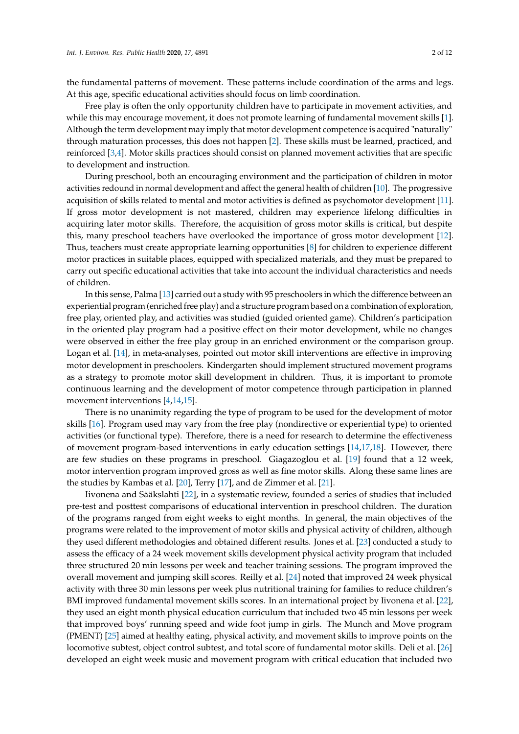the fundamental patterns of movement. These patterns include coordination of the arms and legs. At this age, specific educational activities should focus on limb coordination.

Free play is often the only opportunity children have to participate in movement activities, and while this may encourage movement, it does not promote learning of fundamental movement skills [1]. Although the term development may imply that motor development competence is acquired "naturally" through maturation processes, this does not happen [2]. These skills must be learned, practiced, and reinforced [3,4]. Motor skills practices should consist on planned movement activities that are specific to development and instruction.

During preschool, both an encouraging environment and the participation of children in motor activities redound in normal development and affect the general health of children [10]. The progressive acquisition of skills related to mental and motor activities is defined as psychomotor development [11]. If gross motor development is not mastered, children may experience lifelong difficulties in acquiring later motor skills. Therefore, the acquisition of gross motor skills is critical, but despite this, many preschool teachers have overlooked the importance of gross motor development [12]. Thus, teachers must create appropriate learning opportunities [8] for children to experience different motor practices in suitable places, equipped with specialized materials, and they must be prepared to carry out specific educational activities that take into account the individual characteristics and needs of children.

In this sense, Palma [13] carried out a study with 95 preschoolers in which the difference between an experiential program (enriched free play) and a structure program based on a combination of exploration, free play, oriented play, and activities was studied (guided oriented game). Children's participation in the oriented play program had a positive effect on their motor development, while no changes were observed in either the free play group in an enriched environment or the comparison group. Logan et al. [14], in meta-analyses, pointed out motor skill interventions are effective in improving motor development in preschoolers. Kindergarten should implement structured movement programs as a strategy to promote motor skill development in children. Thus, it is important to promote continuous learning and the development of motor competence through participation in planned movement interventions [4,14,15].

There is no unanimity regarding the type of program to be used for the development of motor skills [16]. Program used may vary from the free play (nondirective or experiential type) to oriented activities (or functional type). Therefore, there is a need for research to determine the effectiveness of movement program-based interventions in early education settings [14,17,18]. However, there are few studies on these programs in preschool. Giagazoglou et al. [19] found that a 12 week, motor intervention program improved gross as well as fine motor skills. Along these same lines are the studies by Kambas et al. [20], Terry [17], and de Zimmer et al. [21].

Iivonena and Sääkslahti [22], in a systematic review, founded a series of studies that included pre-test and posttest comparisons of educational intervention in preschool children. The duration of the programs ranged from eight weeks to eight months. In general, the main objectives of the programs were related to the improvement of motor skills and physical activity of children, although they used different methodologies and obtained different results. Jones et al. [23] conducted a study to assess the efficacy of a 24 week movement skills development physical activity program that included three structured 20 min lessons per week and teacher training sessions. The program improved the overall movement and jumping skill scores. Reilly et al. [24] noted that improved 24 week physical activity with three 30 min lessons per week plus nutritional training for families to reduce children's BMI improved fundamental movement skills scores. In an international project by Iivonena et al. [22], they used an eight month physical education curriculum that included two 45 min lessons per week that improved boys' running speed and wide foot jump in girls. The Munch and Move program (PMENT) [25] aimed at healthy eating, physical activity, and movement skills to improve points on the locomotive subtest, object control subtest, and total score of fundamental motor skills. Deli et al. [26] developed an eight week music and movement program with critical education that included two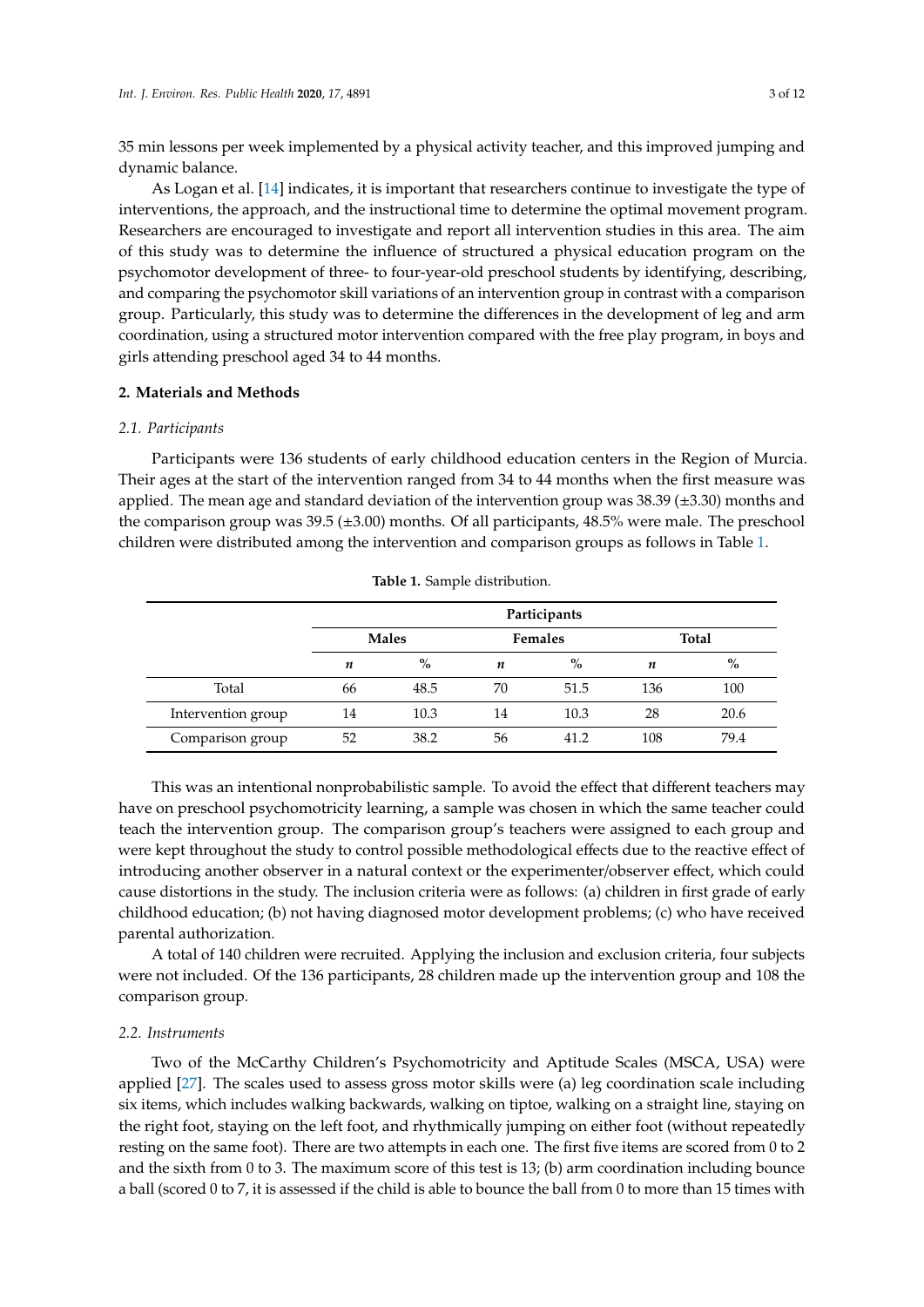35 min lessons per week implemented by a physical activity teacher, and this improved jumping and dynamic balance.

As Logan et al. [14] indicates, it is important that researchers continue to investigate the type of interventions, the approach, and the instructional time to determine the optimal movement program. Researchers are encouraged to investigate and report all intervention studies in this area. The aim of this study was to determine the influence of structured a physical education program on the psychomotor development of three- to four-year-old preschool students by identifying, describing, and comparing the psychomotor skill variations of an intervention group in contrast with a comparison group. Particularly, this study was to determine the differences in the development of leg and arm coordination, using a structured motor intervention compared with the free play program, in boys and girls attending preschool aged 34 to 44 months.

## 2. Materials and Methods

### *2.1. Participants*

Participants were 136 students of early childhood education centers in the Region of Murcia. Their ages at the start of the intervention ranged from 34 to 44 months when the first measure was applied. The mean age and standard deviation of the intervention group was 38.39 (±3.30) months and the comparison group was 39.5 (±3.00) months. Of all participants, 48.5% were male. The preschool children were distributed among the intervention and comparison groups as follows in Table 1.

**Table 1.** Sample distribution.

| | Participants | | | | | |
|---|---|---|---|---|---|---|
| | Males | | Females | | Total | |
| | *n* | % | *n* | % | *n* | % |
| Total | 66 | 48.5 | 70 | 51.5 | 136 | 100 |
| Intervention group | 14 | 10.3 | 14 | 10.3 | 28 | 20.6 |
| Comparison group | 52 | 38.2 | 56 | 41.2 | 108 | 79.4 |

This was an intentional nonprobabilistic sample. To avoid the effect that different teachers may have on preschool psychomotricity learning, a sample was chosen in which the same teacher could teach the intervention group. The comparison group's teachers were assigned to each group and were kept throughout the study to control possible methodological effects due to the reactive effect of introducing another observer in a natural context or the experimenter/observer effect, which could cause distortions in the study. The inclusion criteria were as follows: (a) children in first grade of early childhood education; (b) not having diagnosed motor development problems; (c) who have received parental authorization.

A total of 140 children were recruited. Applying the inclusion and exclusion criteria, four subjects were not included. Of the 136 participants, 28 children made up the intervention group and 108 the comparison group.

### *2.2. Instruments*

Two of the McCarthy Children's Psychomotricity and Aptitude Scales (MSCA, USA) were applied [27]. The scales used to assess gross motor skills were (a) leg coordination scale including six items, which includes walking backwards, walking on tiptoe, walking on a straight line, staying on the right foot, staying on the left foot, and rhythmically jumping on either foot (without repeatedly resting on the same foot). There are two attempts in each one. The first five items are scored from 0 to 2 and the sixth from 0 to 3. The maximum score of this test is 13; (b) arm coordination including bounce a ball (scored 0 to 7, it is assessed if the child is able to bounce the ball from 0 to more than 15 times with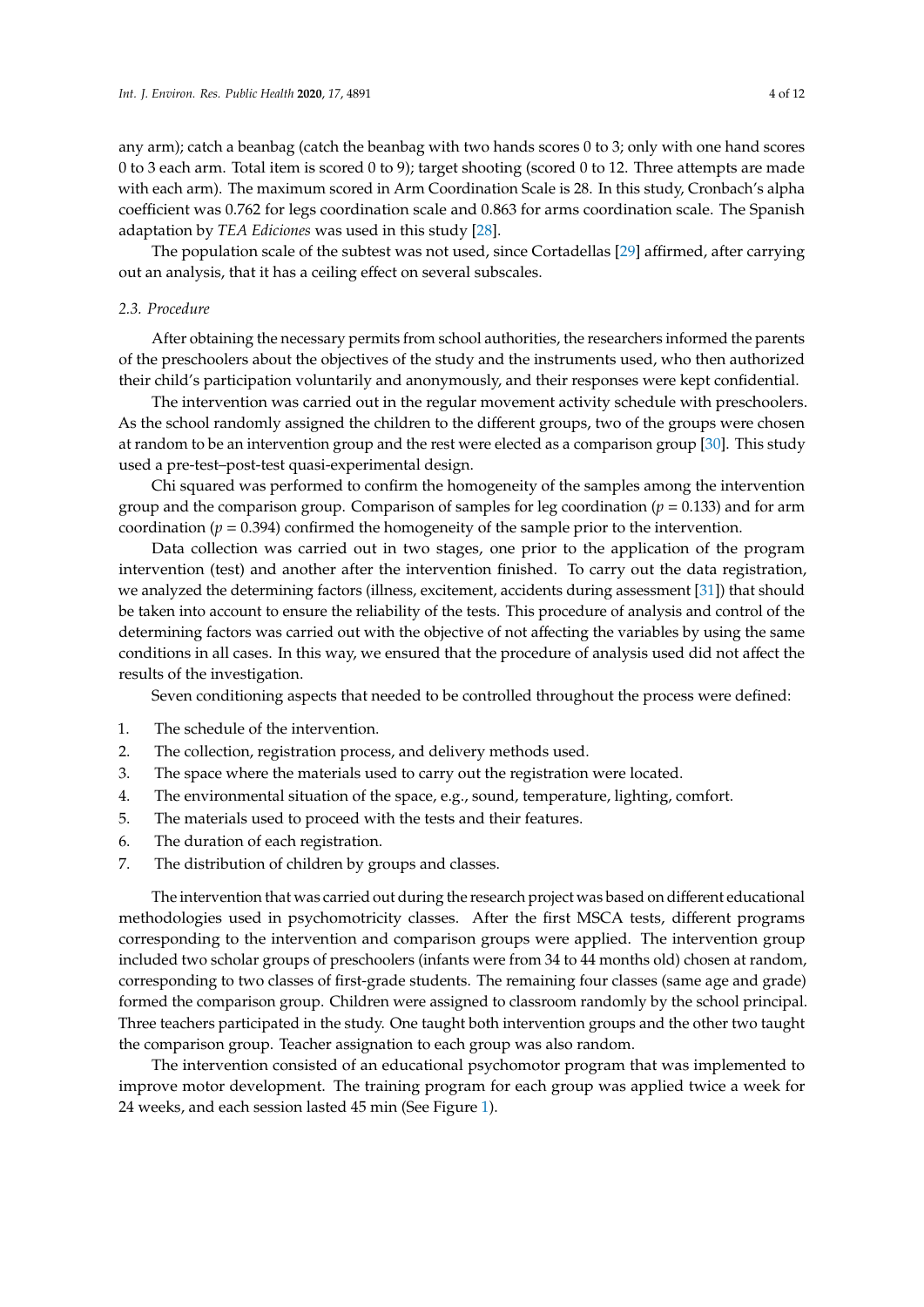any arm); catch a beanbag (catch the beanbag with two hands scores 0 to 3; only with one hand scores 0 to 3 each arm. Total item is scored 0 to 9); target shooting (scored 0 to 12. Three attempts are made with each arm). The maximum scored in Arm Coordination Scale is 28. In this study, Cronbach's alpha coefficient was 0.762 for legs coordination scale and 0.863 for arms coordination scale. The Spanish adaptation by *TEA Ediciones* was used in this study [28].

The population scale of the subtest was not used, since Cortadellas [29] affirmed, after carrying out an analysis, that it has a ceiling effect on several subscales.

### *2.3. Procedure*

After obtaining the necessary permits from school authorities, the researchers informed the parents of the preschoolers about the objectives of the study and the instruments used, who then authorized their child's participation voluntarily and anonymously, and their responses were kept confidential.

The intervention was carried out in the regular movement activity schedule with preschoolers. As the school randomly assigned the children to the different groups, two of the groups were chosen at random to be an intervention group and the rest were elected as a comparison group [30]. This study used a pre-test–post-test quasi-experimental design.

Chi squared was performed to confirm the homogeneity of the samples among the intervention group and the comparison group. Comparison of samples for leg coordination ($p = 0.133$) and for arm coordination ($p = 0.394$) confirmed the homogeneity of the sample prior to the intervention.

Data collection was carried out in two stages, one prior to the application of the program intervention (test) and another after the intervention finished. To carry out the data registration, we analyzed the determining factors (illness, excitement, accidents during assessment [31]) that should be taken into account to ensure the reliability of the tests. This procedure of analysis and control of the determining factors was carried out with the objective of not affecting the variables by using the same conditions in all cases. In this way, we ensured that the procedure of analysis used did not affect the results of the investigation.

Seven conditioning aspects that needed to be controlled throughout the process were defined:

1. The schedule of the intervention.
2. The collection, registration process, and delivery methods used.
3. The space where the materials used to carry out the registration were located.
4. The environmental situation of the space, e.g., sound, temperature, lighting, comfort.
5. The materials used to proceed with the tests and their features.
6. The duration of each registration.
7. The distribution of children by groups and classes.

The intervention that was carried out during the research project was based on different educational methodologies used in psychomotricity classes. After the first MSCA tests, different programs corresponding to the intervention and comparison groups were applied. The intervention group included two scholar groups of preschoolers (infants were from 34 to 44 months old) chosen at random, corresponding to two classes of first-grade students. The remaining four classes (same age and grade) formed the comparison group. Children were assigned to classroom randomly by the school principal. Three teachers participated in the study. One taught both intervention groups and the other two taught the comparison group. Teacher assignation to each group was also random.

The intervention consisted of an educational psychomotor program that was implemented to improve motor development. The training program for each group was applied twice a week for 24 weeks, and each session lasted 45 min (See Figure 1).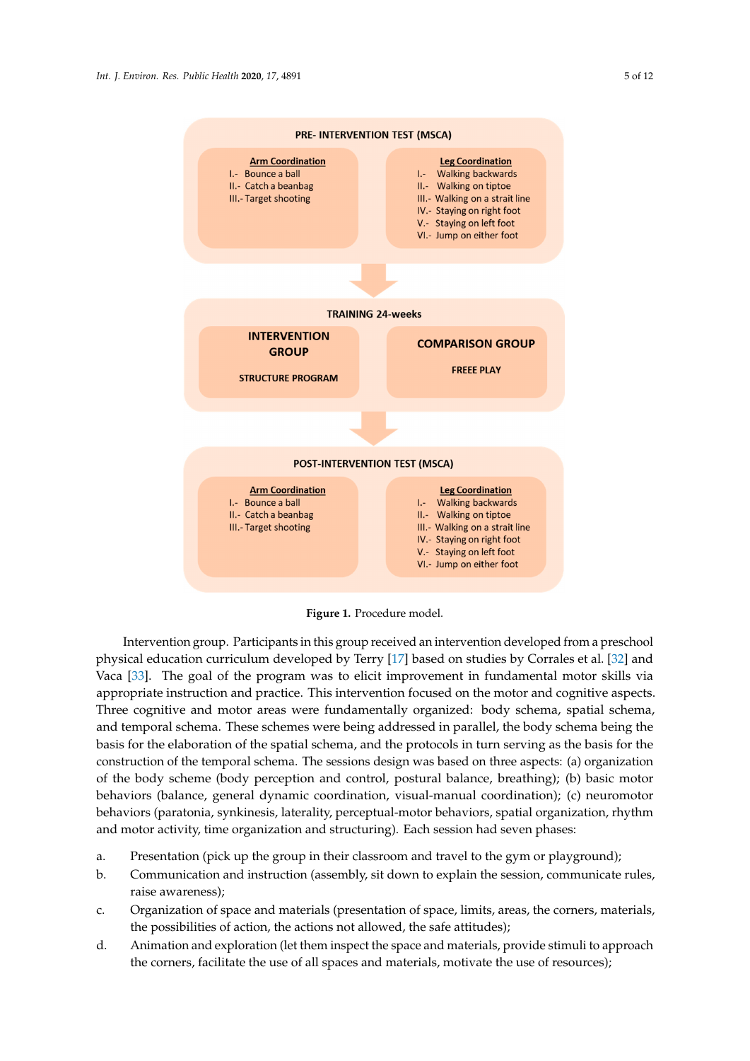**PRE- INTERVENTION TEST (MSCA)**

**Arm Coordination**
I.- Bounce a ball
II.- Catch a beanbag
III.- Target shooting

**Leg Coordination**
I.- Walking backwards
II.- Walking on tiptoe
III.- Walking on a strait line
IV.- Staying on right foot
V.- Staying on left foot
VI.- Jump on either foot

**TRAINING 24-weeks**

**INTERVENTION GROUP**
**STRUCTURE PROGRAM**

**COMPARISON GROUP**
**FREEE PLAY**

**POST-INTERVENTION TEST (MSCA)**

**Arm Coordination**
I.- Bounce a ball
II.- Catch a beanbag
III.- Target shooting

**Leg Coordination**
I.- Walking backwards
II.- Walking on tiptoe
III.- Walking on a strait line
IV.- Staying on right foot
V.- Staying on left foot
VI.- Jump on either foot

**Figure 1.** Procedure model.

Intervention group. Participants in this group received an intervention developed from a preschool physical education curriculum developed by Terry [17] based on studies by Corrales et al. [32] and Vaca [33]. The goal of the program was to elicit improvement in fundamental motor skills via appropriate instruction and practice. This intervention focused on the motor and cognitive aspects. Three cognitive and motor areas were fundamentally organized: body schema, spatial schema, and temporal schema. These schemes were being addressed in parallel, the body schema being the basis for the elaboration of the spatial schema, and the protocols in turn serving as the basis for the construction of the temporal schema. The sessions design was based on three aspects: (a) organization of the body scheme (body perception and control, postural balance, breathing); (b) basic motor behaviors (balance, general dynamic coordination, visual-manual coordination); (c) neuromotor behaviors (paratonia, synkinesis, laterality, perceptual-motor behaviors, spatial organization, rhythm and motor activity, time organization and structuring). Each session had seven phases:

a. Presentation (pick up the group in their classroom and travel to the gym or playground);
b. Communication and instruction (assembly, sit down to explain the session, communicate rules, raise awareness);
c. Organization of space and materials (presentation of space, limits, areas, the corners, materials, the possibilities of action, the actions not allowed, the safe attitudes);
d. Animation and exploration (let them inspect the space and materials, provide stimuli to approach the corners, facilitate the use of all spaces and materials, motivate the use of resources);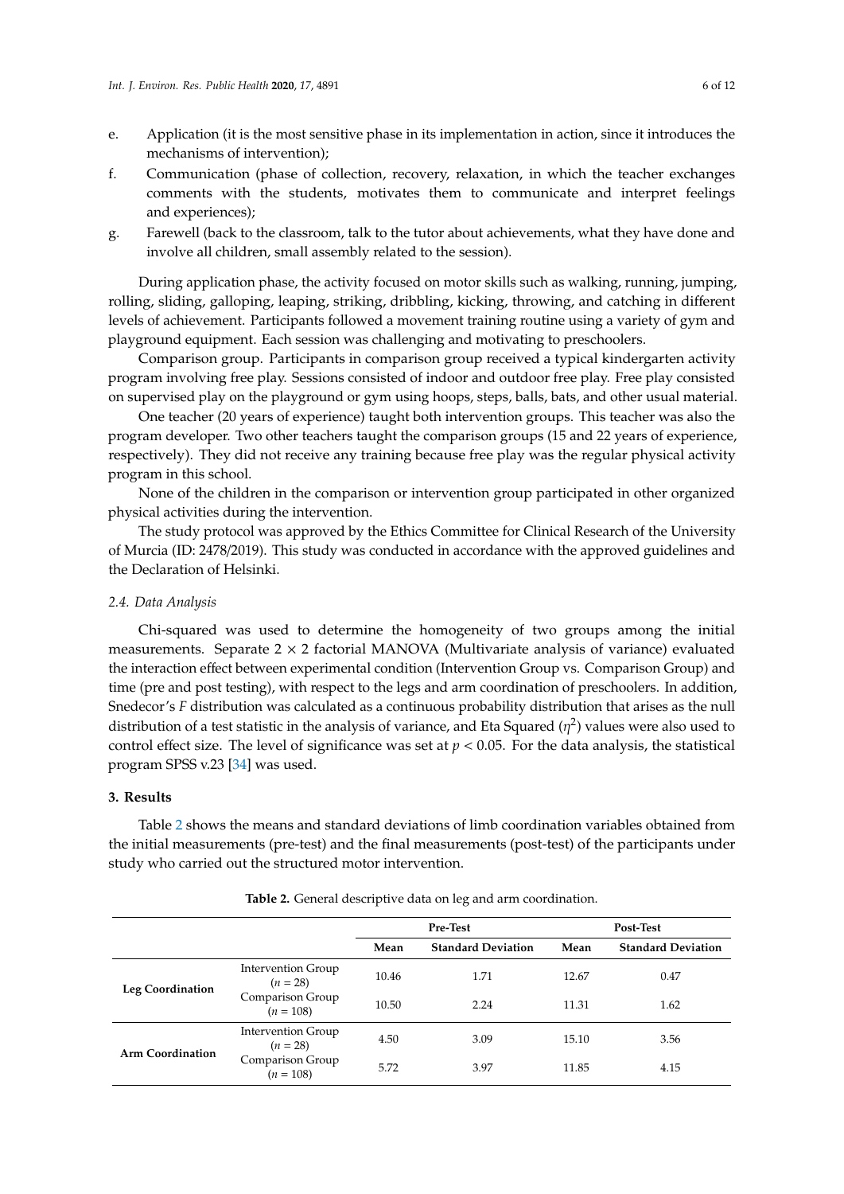e. Application (it is the most sensitive phase in its implementation in action, since it introduces the mechanisms of intervention);
f. Communication (phase of collection, recovery, relaxation, in which the teacher exchanges comments with the students, motivates them to communicate and interpret feelings and experiences);
g. Farewell (back to the classroom, talk to the tutor about achievements, what they have done and involve all children, small assembly related to the session).

During application phase, the activity focused on motor skills such as walking, running, jumping, rolling, sliding, galloping, leaping, striking, dribbling, kicking, throwing, and catching in different levels of achievement. Participants followed a movement training routine using a variety of gym and playground equipment. Each session was challenging and motivating to preschoolers.

Comparison group. Participants in comparison group received a typical kindergarten activity program involving free play. Sessions consisted of indoor and outdoor free play. Free play consisted on supervised play on the playground or gym using hoops, steps, balls, bats, and other usual material.

One teacher (20 years of experience) taught both intervention groups. This teacher was also the program developer. Two other teachers taught the comparison groups (15 and 22 years of experience, respectively). They did not receive any training because free play was the regular physical activity program in this school.

None of the children in the comparison or intervention group participated in other organized physical activities during the intervention.

The study protocol was approved by the Ethics Committee for Clinical Research of the University of Murcia (ID: 2478/2019). This study was conducted in accordance with the approved guidelines and the Declaration of Helsinki.

### *2.4. Data Analysis*

Chi-squared was used to determine the homogeneity of two groups among the initial measurements. Separate $2 \times 2$ factorial MANOVA (Multivariate analysis of variance) evaluated the interaction effect between experimental condition (Intervention Group vs. Comparison Group) and time (pre and post testing), with respect to the legs and arm coordination of preschoolers. In addition, Snedecor's $F$ distribution was calculated as a continuous probability distribution that arises as the null distribution of a test statistic in the analysis of variance, and Eta Squared ($\eta^2$) values were also used to control effect size. The level of significance was set at $p < 0.05$. For the data analysis, the statistical program SPSS v.23 [34] was used.

## 3. Results

Table 2 shows the means and standard deviations of limb coordination variables obtained from the initial measurements (pre-test) and the final measurements (post-test) of the participants under study who carried out the structured motor intervention.

**Table 2.** General descriptive data on leg and arm coordination.

| | | Pre-Test | | Post-Test | |
|---|---|---|---|---|---|
| | | **Mean** | **Standard Deviation** | **Mean** | **Standard Deviation** |
| **Leg Coordination** | Intervention Group ($n = 28$) | 10.46 | 1.71 | 12.67 | 0.47 |
| | Comparison Group ($n = 108$) | 10.50 | 2.24 | 11.31 | 1.62 |
| **Arm Coordination** | Intervention Group ($n = 28$) | 4.50 | 3.09 | 15.10 | 3.56 |
| | Comparison Group ($n = 108$) | 5.72 | 3.97 | 11.85 | 4.15 |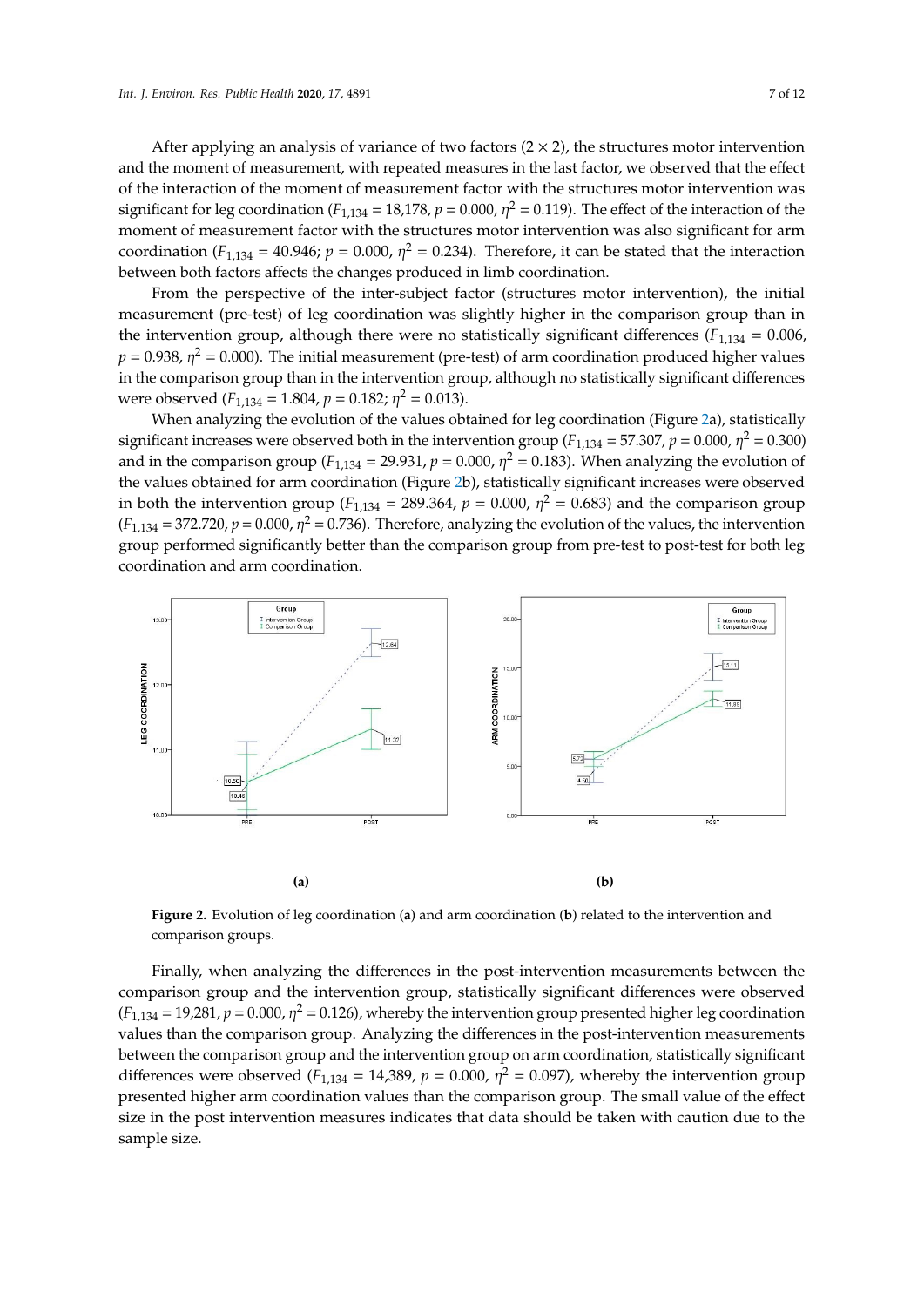After applying an analysis of variance of two factors (2 × 2), the structures motor intervention and the moment of measurement, with repeated measures in the last factor, we observed that the effect of the interaction of the moment of measurement factor with the structures motor intervention was significant for leg coordination ($F_{1,134}$ = 18,178, $p$ = 0.000, $\eta^2$ = 0.119). The effect of the interaction of the moment of measurement factor with the structures motor intervention was also significant for arm coordination ($F_{1,134}$ = 40.946; $p$ = 0.000, $\eta^2$ = 0.234). Therefore, it can be stated that the interaction between both factors affects the changes produced in limb coordination.

From the perspective of the inter-subject factor (structures motor intervention), the initial measurement (pre-test) of leg coordination was slightly higher in the comparison group than in the intervention group, although there were no statistically significant differences ($F_{1,134}$ = 0.006, $p$ = 0.938, $\eta^2$ = 0.000). The initial measurement (pre-test) of arm coordination produced higher values in the comparison group than in the intervention group, although no statistically significant differences were observed ($F_{1,134}$ = 1.804, $p$ = 0.182; $\eta^2$ = 0.013).

When analyzing the evolution of the values obtained for leg coordination (Figure 2a), statistically significant increases were observed both in the intervention group ($F_{1,134}$ = 57.307, $p$ = 0.000, $\eta^2$ = 0.300) and in the comparison group ($F_{1,134}$ = 29.931, $p$ = 0.000, $\eta^2$ = 0.183). When analyzing the evolution of the values obtained for arm coordination (Figure 2b), statistically significant increases were observed in both the intervention group ($F_{1,134}$ = 289.364, $p$ = 0.000, $\eta^2$ = 0.683) and the comparison group ($F_{1,134}$ = 372.720, $p$ = 0.000, $\eta^2$ = 0.736). Therefore, analyzing the evolution of the values, the intervention group performed significantly better than the comparison group from pre-test to post-test for both leg coordination and arm coordination.

**Figure 2.** Evolution of leg coordination (**a**) and arm coordination (**b**) related to the intervention and comparison groups.

Finally, when analyzing the differences in the post-intervention measurements between the comparison group and the intervention group, statistically significant differences were observed ($F_{1,134}$ = 19,281, $p$ = 0.000, $\eta^2$ = 0.126), whereby the intervention group presented higher leg coordination values than the comparison group. Analyzing the differences in the post-intervention measurements between the comparison group and the intervention group on arm coordination, statistically significant differences were observed ($F_{1,134}$ = 14,389, $p$ = 0.000, $\eta^2$ = 0.097), whereby the intervention group presented higher arm coordination values than the comparison group. The small value of the effect size in the post intervention measures indicates that data should be taken with caution due to the sample size.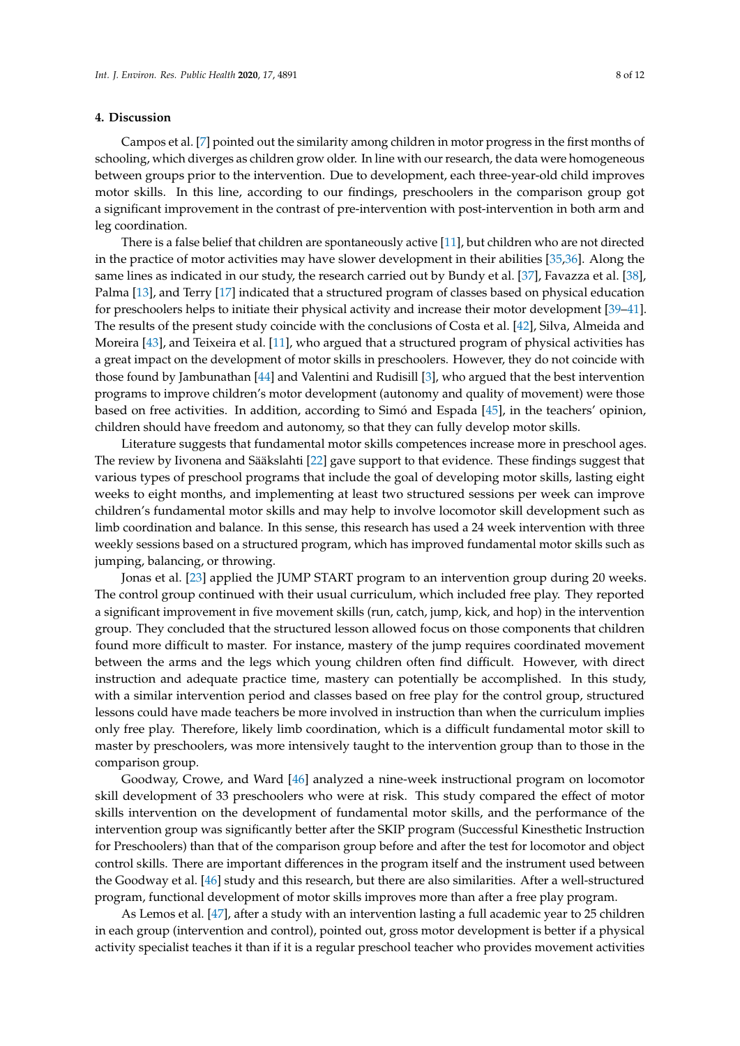## 4. Discussion

Campos et al. [7] pointed out the similarity among children in motor progress in the first months of schooling, which diverges as children grow older. In line with our research, the data were homogeneous between groups prior to the intervention. Due to development, each three-year-old child improves motor skills. In this line, according to our findings, preschoolers in the comparison group got a significant improvement in the contrast of pre-intervention with post-intervention in both arm and leg coordination.

There is a false belief that children are spontaneously active [11], but children who are not directed in the practice of motor activities may have slower development in their abilities [35,36]. Along the same lines as indicated in our study, the research carried out by Bundy et al. [37], Favazza et al. [38], Palma [13], and Terry [17] indicated that a structured program of classes based on physical education for preschoolers helps to initiate their physical activity and increase their motor development [39–41]. The results of the present study coincide with the conclusions of Costa et al. [42], Silva, Almeida and Moreira [43], and Teixeira et al. [11], who argued that a structured program of physical activities has a great impact on the development of motor skills in preschoolers. However, they do not coincide with those found by Jambunathan [44] and Valentini and Rudisill [3], who argued that the best intervention programs to improve children's motor development (autonomy and quality of movement) were those based on free activities. In addition, according to Simó and Espada [45], in the teachers' opinion, children should have freedom and autonomy, so that they can fully develop motor skills.

Literature suggests that fundamental motor skills competences increase more in preschool ages. The review by Iivonena and Sääkslahti [22] gave support to that evidence. These findings suggest that various types of preschool programs that include the goal of developing motor skills, lasting eight weeks to eight months, and implementing at least two structured sessions per week can improve children's fundamental motor skills and may help to involve locomotor skill development such as limb coordination and balance. In this sense, this research has used a 24 week intervention with three weekly sessions based on a structured program, which has improved fundamental motor skills such as jumping, balancing, or throwing.

Jonas et al. [23] applied the JUMP START program to an intervention group during 20 weeks. The control group continued with their usual curriculum, which included free play. They reported a significant improvement in five movement skills (run, catch, jump, kick, and hop) in the intervention group. They concluded that the structured lesson allowed focus on those components that children found more difficult to master. For instance, mastery of the jump requires coordinated movement between the arms and the legs which young children often find difficult. However, with direct instruction and adequate practice time, mastery can potentially be accomplished. In this study, with a similar intervention period and classes based on free play for the control group, structured lessons could have made teachers be more involved in instruction than when the curriculum implies only free play. Therefore, likely limb coordination, which is a difficult fundamental motor skill to master by preschoolers, was more intensively taught to the intervention group than to those in the comparison group.

Goodway, Crowe, and Ward [46] analyzed a nine-week instructional program on locomotor skill development of 33 preschoolers who were at risk. This study compared the effect of motor skills intervention on the development of fundamental motor skills, and the performance of the intervention group was significantly better after the SKIP program (Successful Kinesthetic Instruction for Preschoolers) than that of the comparison group before and after the test for locomotor and object control skills. There are important differences in the program itself and the instrument used between the Goodway et al. [46] study and this research, but there are also similarities. After a well-structured program, functional development of motor skills improves more than after a free play program.

As Lemos et al. [47], after a study with an intervention lasting a full academic year to 25 children in each group (intervention and control), pointed out, gross motor development is better if a physical activity specialist teaches it than if it is a regular preschool teacher who provides movement activities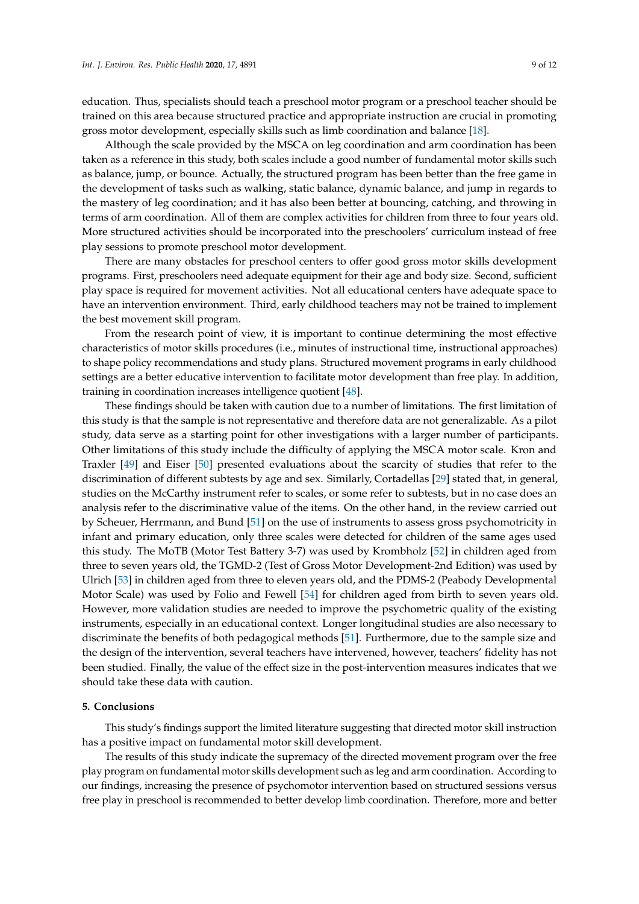education. Thus, specialists should teach a preschool motor program or a preschool teacher should be trained on this area because structured practice and appropriate instruction are crucial in promoting gross motor development, especially skills such as limb coordination and balance [18].

Although the scale provided by the MSCA on leg coordination and arm coordination has been taken as a reference in this study, both scales include a good number of fundamental motor skills such as balance, jump, or bounce. Actually, the structured program has been better than the free game in the development of tasks such as walking, static balance, dynamic balance, and jump in regards to the mastery of leg coordination; and it has also been better at bouncing, catching, and throwing in terms of arm coordination. All of them are complex activities for children from three to four years old. More structured activities should be incorporated into the preschoolers' curriculum instead of free play sessions to promote preschool motor development.

There are many obstacles for preschool centers to offer good gross motor skills development programs. First, preschoolers need adequate equipment for their age and body size. Second, sufficient play space is required for movement activities. Not all educational centers have adequate space to have an intervention environment. Third, early childhood teachers may not be trained to implement the best movement skill program.

From the research point of view, it is important to continue determining the most effective characteristics of motor skills procedures (i.e., minutes of instructional time, instructional approaches) to shape policy recommendations and study plans. Structured movement programs in early childhood settings are a better educative intervention to facilitate motor development than free play. In addition, training in coordination increases intelligence quotient [48].

These findings should be taken with caution due to a number of limitations. The first limitation of this study is that the sample is not representative and therefore data are not generalizable. As a pilot study, data serve as a starting point for other investigations with a larger number of participants. Other limitations of this study include the difficulty of applying the MSCA motor scale. Kron and Traxler [49] and Eiser [50] presented evaluations about the scarcity of studies that refer to the discrimination of different subtests by age and sex. Similarly, Cortadellas [29] stated that, in general, studies on the McCarthy instrument refer to scales, or some refer to subtests, but in no case does an analysis refer to the discriminative value of the items. On the other hand, in the review carried out by Scheuer, Herrmann, and Bund [51] on the use of instruments to assess gross psychomotricity in infant and primary education, only three scales were detected for children of the same ages used this study. The MoTB (Motor Test Battery 3-7) was used by Krombholz [52] in children aged from three to seven years old, the TGMD-2 (Test of Gross Motor Development-2nd Edition) was used by Ulrich [53] in children aged from three to eleven years old, and the PDMS-2 (Peabody Developmental Motor Scale) was used by Folio and Fewell [54] for children aged from birth to seven years old. However, more validation studies are needed to improve the psychometric quality of the existing instruments, especially in an educational context. Longer longitudinal studies are also necessary to discriminate the benefits of both pedagogical methods [51]. Furthermore, due to the sample size and the design of the intervention, several teachers have intervened, however, teachers' fidelity has not been studied. Finally, the value of the effect size in the post-intervention measures indicates that we should take these data with caution.

## 5. Conclusions

This study's findings support the limited literature suggesting that directed motor skill instruction has a positive impact on fundamental motor skill development.

The results of this study indicate the supremacy of the directed movement program over the free play program on fundamental motor skills development such as leg and arm coordination. According to our findings, increasing the presence of psychomotor intervention based on structured sessions versus free play in preschool is recommended to better develop limb coordination. Therefore, more and better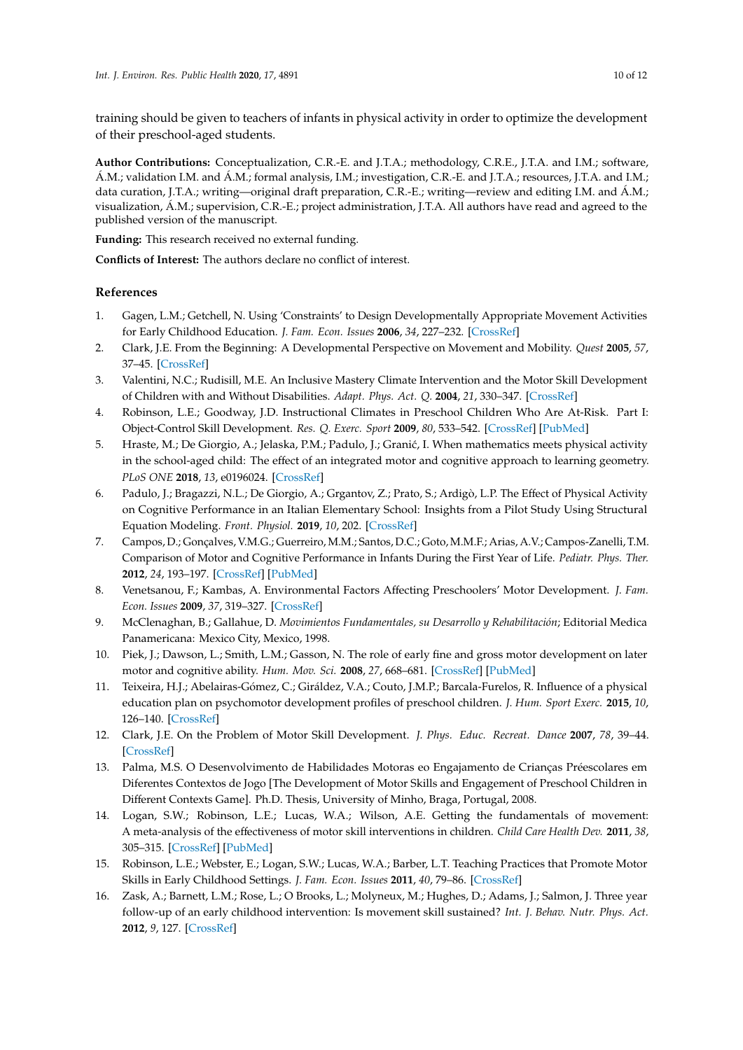training should be given to teachers of infants in physical activity in order to optimize the development of their preschool-aged students.

**Author Contributions:** Conceptualization, C.R.-E. and J.T.A.; methodology, C.R.E., J.T.A. and I.M.; software, Á.M.; validation I.M. and Á.M.; formal analysis, I.M.; investigation, C.R.-E. and J.T.A.; resources, J.T.A. and I.M.; data curation, J.T.A.; writing—original draft preparation, C.R.-E.; writing—review and editing I.M. and Á.M.; visualization, Á.M.; supervision, C.R.-E.; project administration, J.T.A. All authors have read and agreed to the published version of the manuscript.

**Funding:** This research received no external funding.

**Conflicts of Interest:** The authors declare no conflict of interest.

## References

1. Gagen, L.M.; Getchell, N. Using 'Constraints' to Design Developmentally Appropriate Movement Activities for Early Childhood Education. *J. Fam. Econ. Issues* **2006**, *34*, 227–232. [CrossRef]
2. Clark, J.E. From the Beginning: A Developmental Perspective on Movement and Mobility. *Quest* **2005**, *57*, 37–45. [CrossRef]
3. Valentini, N.C.; Rudisill, M.E. An Inclusive Mastery Climate Intervention and the Motor Skill Development of Children with and Without Disabilities. *Adapt. Phys. Act. Q.* **2004**, *21*, 330–347. [CrossRef]
4. Robinson, L.E.; Goodway, J.D. Instructional Climates in Preschool Children Who Are At-Risk. Part I: Object-Control Skill Development. *Res. Q. Exerc. Sport* **2009**, *80*, 533–542. [CrossRef] [PubMed]
5. Hraste, M.; De Giorgio, A.; Jelaska, P.M.; Padulo, J.; Granić, I. When mathematics meets physical activity in the school-aged child: The effect of an integrated motor and cognitive approach to learning geometry. *PLoS ONE* **2018**, *13*, e0196024. [CrossRef]
6. Padulo, J.; Bragazzi, N.L.; De Giorgio, A.; Grgantov, Z.; Prato, S.; Ardigò, L.P. The Effect of Physical Activity on Cognitive Performance in an Italian Elementary School: Insights from a Pilot Study Using Structural Equation Modeling. *Front. Physiol.* **2019**, *10*, 202. [CrossRef]
7. Campos, D.; Gonçalves, V.M.G.; Guerreiro, M.M.; Santos, D.C.; Goto, M.M.F.; Arias, A.V.; Campos-Zanelli, T.M. Comparison of Motor and Cognitive Performance in Infants During the First Year of Life. *Pediatr. Phys. Ther.* **2012**, *24*, 193–197. [CrossRef] [PubMed]
8. Venetsanou, F.; Kambas, A. Environmental Factors Affecting Preschoolers' Motor Development. *J. Fam. Econ. Issues* **2009**, *37*, 319–327. [CrossRef]
9. McClenaghan, B.; Gallahue, D. *Movimientos Fundamentales, su Desarrollo y Rehabilitación*; Editorial Medica Panamericana: Mexico City, Mexico, 1998.
10. Piek, J.; Dawson, L.; Smith, L.M.; Gasson, N. The role of early fine and gross motor development on later motor and cognitive ability. *Hum. Mov. Sci.* **2008**, *27*, 668–681. [CrossRef] [PubMed]
11. Teixeira, H.J.; Abelairas-Gómez, C.; Giráldez, V.A.; Couto, J.M.P.; Barcala-Furelos, R. Influence of a physical education plan on psychomotor development profiles of preschool children. *J. Hum. Sport Exerc.* **2015**, *10*, 126–140. [CrossRef]
12. Clark, J.E. On the Problem of Motor Skill Development. *J. Phys. Educ. Recreat. Dance* **2007**, *78*, 39–44. [CrossRef]
13. Palma, M.S. O Desenvolvimento de Habilidades Motoras eo Engajamento de Crianças Préescolares em Diferentes Contextos de Jogo [The Development of Motor Skills and Engagement of Preschool Children in Different Contexts Game]. Ph.D. Thesis, University of Minho, Braga, Portugal, 2008.
14. Logan, S.W.; Robinson, L.E.; Lucas, W.A.; Wilson, A.E. Getting the fundamentals of movement: A meta-analysis of the effectiveness of motor skill interventions in children. *Child Care Health Dev.* **2011**, *38*, 305–315. [CrossRef] [PubMed]
15. Robinson, L.E.; Webster, E.; Logan, S.W.; Lucas, W.A.; Barber, L.T. Teaching Practices that Promote Motor Skills in Early Childhood Settings. *J. Fam. Econ. Issues* **2011**, *40*, 79–86. [CrossRef]
16. Zask, A.; Barnett, L.M.; Rose, L.; O Brooks, L.; Molyneux, M.; Hughes, D.; Adams, J.; Salmon, J. Three year follow-up of an early childhood intervention: Is movement skill sustained? *Int. J. Behav. Nutr. Phys. Act.* **2012**, *9*, 127. [CrossRef]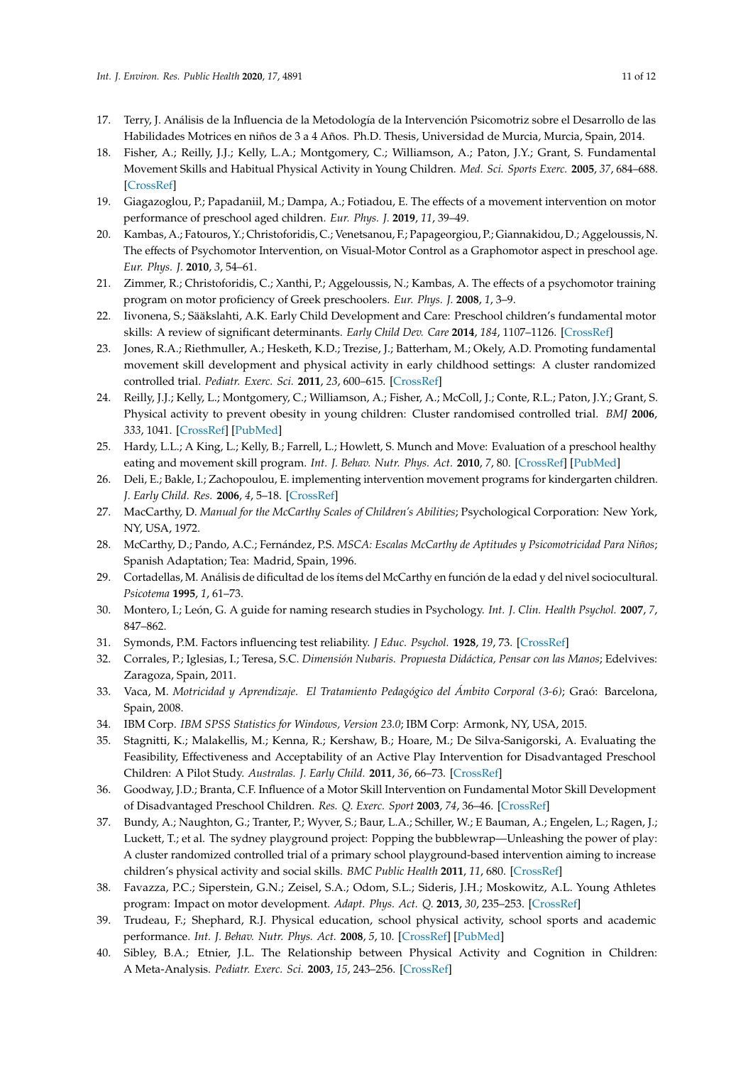17. Terry, J. Análisis de la Influencia de la Metodología de la Intervención Psicomotriz sobre el Desarrollo de las Habilidades Motrices en niños de 3 a 4 Años. Ph.D. Thesis, Universidad de Murcia, Murcia, Spain, 2014.
18. Fisher, A.; Reilly, J.J.; Kelly, L.A.; Montgomery, C.; Williamson, A.; Paton, J.Y.; Grant, S. Fundamental Movement Skills and Habitual Physical Activity in Young Children. *Med. Sci. Sports Exerc.* **2005**, *37*, 684–688. [CrossRef]
19. Giagazoglou, P.; Papadaniil, M.; Dampa, A.; Fotiadou, E. The effects of a movement intervention on motor performance of preschool aged children. *Eur. Phys. J.* **2019**, *11*, 39–49.
20. Kambas, A.; Fatouros, Y.; Christoforidis, C.; Venetsanou, F.; Papageorgiou, P.; Giannakidou, D.; Aggeloussis, N. The effects of Psychomotor Intervention, on Visual-Motor Control as a Graphomotor aspect in preschool age. *Eur. Phys. J.* **2010**, *3*, 54–61.
21. Zimmer, R.; Christoforidis, C.; Xanthi, P.; Aggeloussis, N.; Kambas, A. The effects of a psychomotor training program on motor proficiency of Greek preschoolers. *Eur. Phys. J.* **2008**, *1*, 3–9.
22. Iivonena, S.; Sääkslahti, A.K. Early Child Development and Care: Preschool children's fundamental motor skills: A review of significant determinants. *Early Child Dev. Care* **2014**, *184*, 1107–1126. [CrossRef]
23. Jones, R.A.; Riethmuller, A.; Hesketh, K.D.; Trezise, J.; Batterham, M.; Okely, A.D. Promoting fundamental movement skill development and physical activity in early childhood settings: A cluster randomized controlled trial. *Pediatr. Exerc. Sci.* **2011**, *23*, 600–615. [CrossRef]
24. Reilly, J.J.; Kelly, L.; Montgomery, C.; Williamson, A.; Fisher, A.; McColl, J.; Conte, R.L.; Paton, J.Y.; Grant, S. Physical activity to prevent obesity in young children: Cluster randomised controlled trial. *BMJ* **2006**, *333*, 1041. [CrossRef] [PubMed]
25. Hardy, L.L.; A King, L.; Kelly, B.; Farrell, L.; Howlett, S. Munch and Move: Evaluation of a preschool healthy eating and movement skill program. *Int. J. Behav. Nutr. Phys. Act.* **2010**, *7*, 80. [CrossRef] [PubMed]
26. Deli, E.; Bakle, I.; Zachopoulou, E. implementing intervention movement programs for kindergarten children. *J. Early Child. Res.* **2006**, *4*, 5–18. [CrossRef]
27. MacCarthy, D. *Manual for the McCarthy Scales of Children's Abilities*; Psychological Corporation: New York, NY, USA, 1972.
28. McCarthy, D.; Pando, A.C.; Fernández, P.S. *MSCA: Escalas McCarthy de Aptitudes y Psicomotricidad Para Niños*; Spanish Adaptation; Tea: Madrid, Spain, 1996.
29. Cortadellas, M. Análisis de dificultad de los ítems del McCarthy en función de la edad y del nivel sociocultural. *Psicotema* **1995**, *1*, 61–73.
30. Montero, I.; León, G. A guide for naming research studies in Psychology. *Int. J. Clin. Health Psychol.* **2007**, *7*, 847–862.
31. Symonds, P.M. Factors influencing test reliability. *J Educ. Psychol.* **1928**, *19*, 73. [CrossRef]
32. Corrales, P.; Iglesias, I.; Teresa, S.C. *Dimensión Nubaris. Propuesta Didáctica, Pensar con las Manos*; Edelvives: Zaragoza, Spain, 2011.
33. Vaca, M. *Motricidad y Aprendizaje. El Tratamiento Pedagógico del Ámbito Corporal (3-6)*; Graó: Barcelona, Spain, 2008.
34. IBM Corp. *IBM SPSS Statistics for Windows, Version 23.0*; IBM Corp: Armonk, NY, USA, 2015.
35. Stagnitti, K.; Malakellis, M.; Kenna, R.; Kershaw, B.; Hoare, M.; De Silva-Sanigorski, A. Evaluating the Feasibility, Effectiveness and Acceptability of an Active Play Intervention for Disadvantaged Preschool Children: A Pilot Study. *Australas. J. Early Child.* **2011**, *36*, 66–73. [CrossRef]
36. Goodway, J.D.; Branta, C.F. Influence of a Motor Skill Intervention on Fundamental Motor Skill Development of Disadvantaged Preschool Children. *Res. Q. Exerc. Sport* **2003**, *74*, 36–46. [CrossRef]
37. Bundy, A.; Naughton, G.; Tranter, P.; Wyver, S.; Baur, L.A.; Schiller, W.; E Bauman, A.; Engelen, L.; Ragen, J.; Luckett, T.; et al. The sydney playground project: Popping the bubblewrap—Unleashing the power of play: A cluster randomized controlled trial of a primary school playground-based intervention aiming to increase children's physical activity and social skills. *BMC Public Health* **2011**, *11*, 680. [CrossRef]
38. Favazza, P.C.; Siperstein, G.N.; Zeisel, S.A.; Odom, S.L.; Sideris, J.H.; Moskowitz, A.L. Young Athletes program: Impact on motor development. *Adapt. Phys. Act. Q.* **2013**, *30*, 235–253. [CrossRef]
39. Trudeau, F.; Shephard, R.J. Physical education, school physical activity, school sports and academic performance. *Int. J. Behav. Nutr. Phys. Act.* **2008**, *5*, 10. [CrossRef] [PubMed]
40. Sibley, B.A.; Etnier, J.L. The Relationship between Physical Activity and Cognition in Children: A Meta-Analysis. *Pediatr. Exerc. Sci.* **2003**, *15*, 243–256. [CrossRef]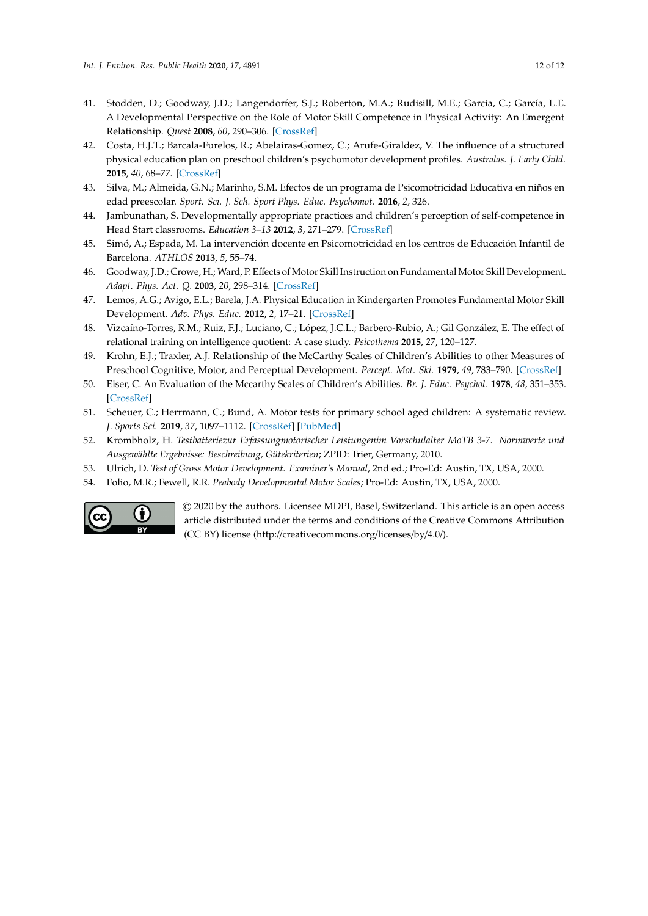41. Stodden, D.; Goodway, J.D.; Langendorfer, S.J.; Roberton, M.A.; Rudisill, M.E.; Garcia, C.; García, L.E. A Developmental Perspective on the Role of Motor Skill Competence in Physical Activity: An Emergent Relationship. *Quest* **2008**, *60*, 290–306. [CrossRef]
42. Costa, H.J.T.; Barcala-Furelos, R.; Abelairas-Gomez, C.; Arufe-Giraldez, V. The influence of a structured physical education plan on preschool children's psychomotor development profiles. *Australas. J. Early Child.* **2015**, *40*, 68–77. [CrossRef]
43. Silva, M.; Almeida, G.N.; Marinho, S.M. Efectos de un programa de Psicomotricidad Educativa en niños en edad preescolar. *Sport. Sci. J. Sch. Sport Phys. Educ. Psychomot.* **2016**, *2*, 326.
44. Jambunathan, S. Developmentally appropriate practices and children's perception of self-competence in Head Start classrooms. *Education 3–13* **2012**, *3*, 271–279. [CrossRef]
45. Simó, A.; Espada, M. La intervención docente en Psicomotricidad en los centros de Educación Infantil de Barcelona. *ATHLOS* **2013**, *5*, 55–74.
46. Goodway, J.D.; Crowe, H.; Ward, P. Effects of Motor Skill Instruction on Fundamental Motor Skill Development. *Adapt. Phys. Act. Q.* **2003**, *20*, 298–314. [CrossRef]
47. Lemos, A.G.; Avigo, E.L.; Barela, J.A. Physical Education in Kindergarten Promotes Fundamental Motor Skill Development. *Adv. Phys. Educ.* **2012**, *2*, 17–21. [CrossRef]
48. Vizcaíno-Torres, R.M.; Ruiz, F.J.; Luciano, C.; López, J.C.L.; Barbero-Rubio, A.; Gil González, E. The effect of relational training on intelligence quotient: A case study. *Psicothema* **2015**, *27*, 120–127.
49. Krohn, E.J.; Traxler, A.J. Relationship of the McCarthy Scales of Children's Abilities to other Measures of Preschool Cognitive, Motor, and Perceptual Development. *Percept. Mot. Ski.* **1979**, *49*, 783–790. [CrossRef]
50. Eiser, C. An Evaluation of the Mccarthy Scales of Children's Abilities. *Br. J. Educ. Psychol.* **1978**, *48*, 351–353. [CrossRef]
51. Scheuer, C.; Herrmann, C.; Bund, A. Motor tests for primary school aged children: A systematic review. *J. Sports Sci.* **2019**, *37*, 1097–1112. [CrossRef] [PubMed]
52. Krombholz, H. *Testbatteriezur Erfassungmotorischer Leistungenim Vorschulalter MoTB 3-7. Normwerte und Ausgewählte Ergebnisse: Beschreibung, Gütekriterien*; ZPID: Trier, Germany, 2010.
53. Ulrich, D. *Test of Gross Motor Development. Examiner's Manual*, 2nd ed.; Pro-Ed: Austin, TX, USA, 2000.
54. Folio, M.R.; Fewell, R.R. *Peabody Developmental Motor Scales*; Pro-Ed: Austin, TX, USA, 2000.

© 2020 by the authors. Licensee MDPI, Basel, Switzerland. This article is an open access article distributed under the terms and conditions of the Creative Commons Attribution (CC BY) license (http://creativecommons.org/licenses/by/4.0/).